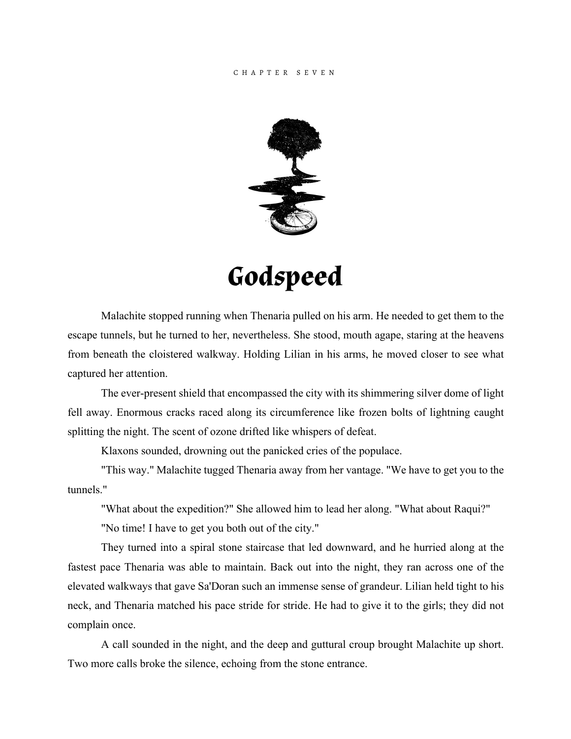CHAPTER SEVEN

# Godspeed

Malachite stopped running when Thenaria pulled on his arm. He needed to get them to the escape tunnels, but he turned to her, nevertheless. She stood, mouth agape, staring at the heavens from beneath the cloistered walkway. Holding Lilian in his arms, he moved closer to see what captured her attention.

The ever-present shield that encompassed the city with its shimmering silver dome of light fell away. Enormous cracks raced along its circumference like frozen bolts of lightning caught splitting the night. The scent of ozone drifted like whispers of defeat.

Klaxons sounded, drowning out the panicked cries of the populace.

"This way." Malachite tugged Thenaria away from her vantage. "We have to get you to the tunnels."

"What about the expedition?" She allowed him to lead her along. "What about Raqui?"

"No time! I have to get you both out of the city."

They turned into a spiral stone staircase that led downward, and he hurried along at the fastest pace Thenaria was able to maintain. Back out into the night, they ran across one of the elevated walkways that gave Sa'Doran such an immense sense of grandeur. Lilian held tight to his neck, and Thenaria matched his pace stride for stride. He had to give it to the girls; they did not complain once.

A call sounded in the night, and the deep and guttural croup brought Malachite up short. Two more calls broke the silence, echoing from the stone entrance.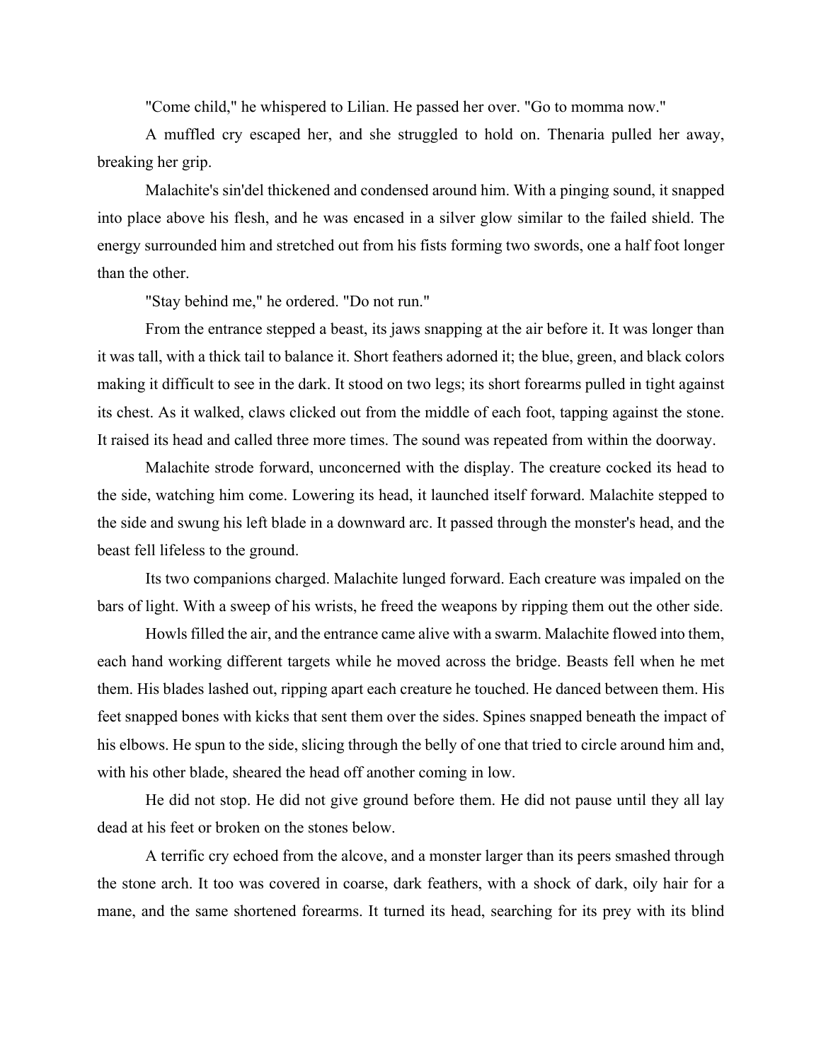"Come child," he whispered to Lilian. He passed her over. "Go to momma now."

A muffled cry escaped her, and she struggled to hold on. Thenaria pulled her away, breaking her grip.

Malachite's sin'del thickened and condensed around him. With a pinging sound, it snapped into place above his flesh, and he was encased in a silver glow similar to the failed shield. The energy surrounded him and stretched out from his fists forming two swords, one a half foot longer than the other.

"Stay behind me," he ordered. "Do not run."

From the entrance stepped a beast, its jaws snapping at the air before it. It was longer than it was tall, with a thick tail to balance it. Short feathers adorned it; the blue, green, and black colors making it difficult to see in the dark. It stood on two legs; its short forearms pulled in tight against its chest. As it walked, claws clicked out from the middle of each foot, tapping against the stone. It raised its head and called three more times. The sound was repeated from within the doorway.

Malachite strode forward, unconcerned with the display. The creature cocked its head to the side, watching him come. Lowering its head, it launched itself forward. Malachite stepped to the side and swung his left blade in a downward arc. It passed through the monster's head, and the beast fell lifeless to the ground.

Its two companions charged. Malachite lunged forward. Each creature was impaled on the bars of light. With a sweep of his wrists, he freed the weapons by ripping them out the other side.

Howls filled the air, and the entrance came alive with a swarm. Malachite flowed into them, each hand working different targets while he moved across the bridge. Beasts fell when he met them. His blades lashed out, ripping apart each creature he touched. He danced between them. His feet snapped bones with kicks that sent them over the sides. Spines snapped beneath the impact of his elbows. He spun to the side, slicing through the belly of one that tried to circle around him and, with his other blade, sheared the head off another coming in low.

He did not stop. He did not give ground before them. He did not pause until they all lay dead at his feet or broken on the stones below.

A terrific cry echoed from the alcove, and a monster larger than its peers smashed through the stone arch. It too was covered in coarse, dark feathers, with a shock of dark, oily hair for a mane, and the same shortened forearms. It turned its head, searching for its prey with its blind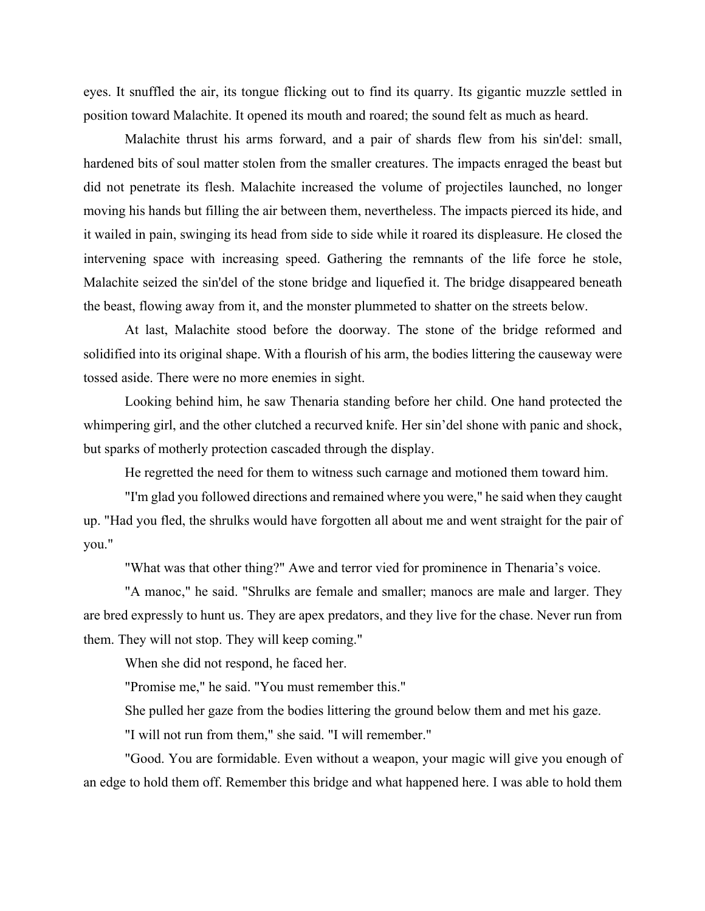eyes. It snuffled the air, its tongue flicking out to find its quarry. Its gigantic muzzle settled in position toward Malachite. It opened its mouth and roared; the sound felt as much as heard.

Malachite thrust his arms forward, and a pair of shards flew from his sin'del: small, hardened bits of soul matter stolen from the smaller creatures. The impacts enraged the beast but did not penetrate its flesh. Malachite increased the volume of projectiles launched, no longer moving his hands but filling the air between them, nevertheless. The impacts pierced its hide, and it wailed in pain, swinging its head from side to side while it roared its displeasure. He closed the intervening space with increasing speed. Gathering the remnants of the life force he stole, Malachite seized the sin'del of the stone bridge and liquefied it. The bridge disappeared beneath the beast, flowing away from it, and the monster plummeted to shatter on the streets below.

At last, Malachite stood before the doorway. The stone of the bridge reformed and solidified into its original shape. With a flourish of his arm, the bodies littering the causeway were tossed aside. There were no more enemies in sight.

Looking behind him, he saw Thenaria standing before her child. One hand protected the whimpering girl, and the other clutched a recurved knife. Her sin'del shone with panic and shock, but sparks of motherly protection cascaded through the display.

He regretted the need for them to witness such carnage and motioned them toward him.

"I'm glad you followed directions and remained where you were," he said when they caught up. "Had you fled, the shrulks would have forgotten all about me and went straight for the pair of you."

"What was that other thing?" Awe and terror vied for prominence in Thenaria's voice.

"A manoc," he said. "Shrulks are female and smaller; manocs are male and larger. They are bred expressly to hunt us. They are apex predators, and they live for the chase. Never run from them. They will not stop. They will keep coming."

When she did not respond, he faced her.

"Promise me," he said. "You must remember this."

She pulled her gaze from the bodies littering the ground below them and met his gaze.

"I will not run from them," she said. "I will remember."

"Good. You are formidable. Even without a weapon, your magic will give you enough of an edge to hold them off. Remember this bridge and what happened here. I was able to hold them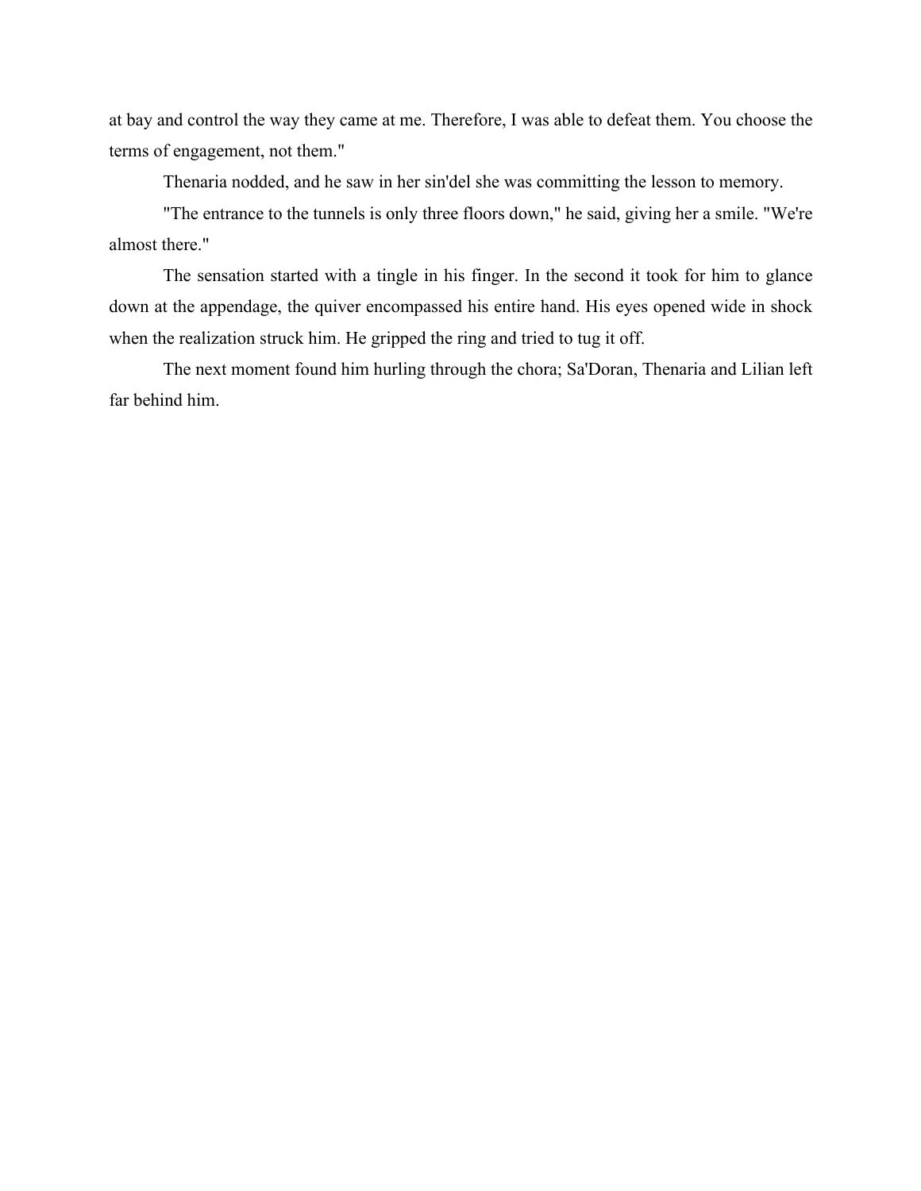at bay and control the way they came at me. Therefore, I was able to defeat them. You choose the terms of engagement, not them."

Thenaria nodded, and he saw in her sin'del she was committing the lesson to memory.

"The entrance to the tunnels is only three floors down," he said, giving her a smile. "We're almost there."

The sensation started with a tingle in his finger. In the second it took for him to glance down at the appendage, the quiver encompassed his entire hand. His eyes opened wide in shock when the realization struck him. He gripped the ring and tried to tug it off.

The next moment found him hurling through the chora; Sa'Doran, Thenaria and Lilian left far behind him.